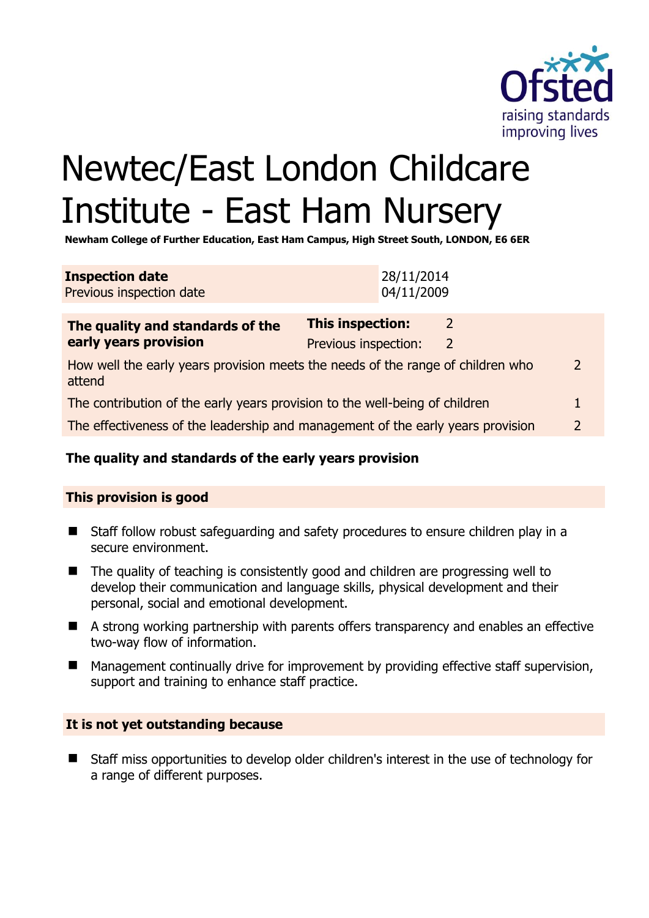# Newtec/East London Childcare Institute - East Ham Nursery

**Newham College of Further Education, East Ham Campus, High Street South, LONDON, E6 6ER**

| **Inspection date** | 28/11/2014 |
|---|---|
| Previous inspection date | 04/11/2009 |

| **The quality and standards of the early years provision** | **This inspection:** | 2 |
|---|---|---|
| | Previous inspection: | 2 |
| How well the early years provision meets the needs of the range of children who attend | | 2 |
| The contribution of the early years provision to the well-being of children | | 1 |
| The effectiveness of the leadership and management of the early years provision | | 2 |

## The quality and standards of the early years provision

### This provision is good

- Staff follow robust safeguarding and safety procedures to ensure children play in a secure environment.
- The quality of teaching is consistently good and children are progressing well to develop their communication and language skills, physical development and their personal, social and emotional development.
- A strong working partnership with parents offers transparency and enables an effective two-way flow of information.
- Management continually drive for improvement by providing effective staff supervision, support and training to enhance staff practice.

### It is not yet outstanding because

- Staff miss opportunities to develop older children's interest in the use of technology for a range of different purposes.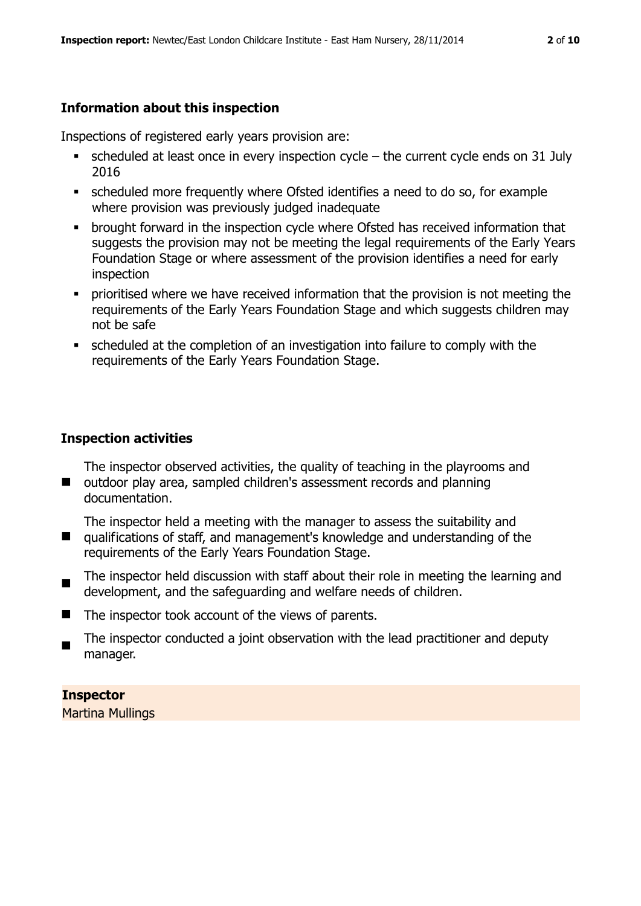## Information about this inspection

Inspections of registered early years provision are:

- scheduled at least once in every inspection cycle – the current cycle ends on 31 July 2016
- scheduled more frequently where Ofsted identifies a need to do so, for example where provision was previously judged inadequate
- brought forward in the inspection cycle where Ofsted has received information that suggests the provision may not be meeting the legal requirements of the Early Years Foundation Stage or where assessment of the provision identifies a need for early inspection
- prioritised where we have received information that the provision is not meeting the requirements of the Early Years Foundation Stage and which suggests children may not be safe
- scheduled at the completion of an investigation into failure to comply with the requirements of the Early Years Foundation Stage.

## Inspection activities

- The inspector observed activities, the quality of teaching in the playrooms and outdoor play area, sampled children's assessment records and planning documentation.
- The inspector held a meeting with the manager to assess the suitability and qualifications of staff, and management's knowledge and understanding of the requirements of the Early Years Foundation Stage.
- The inspector held discussion with staff about their role in meeting the learning and development, and the safeguarding and welfare needs of children.
- The inspector took account of the views of parents.
- The inspector conducted a joint observation with the lead practitioner and deputy manager.

**Inspector**

Martina Mullings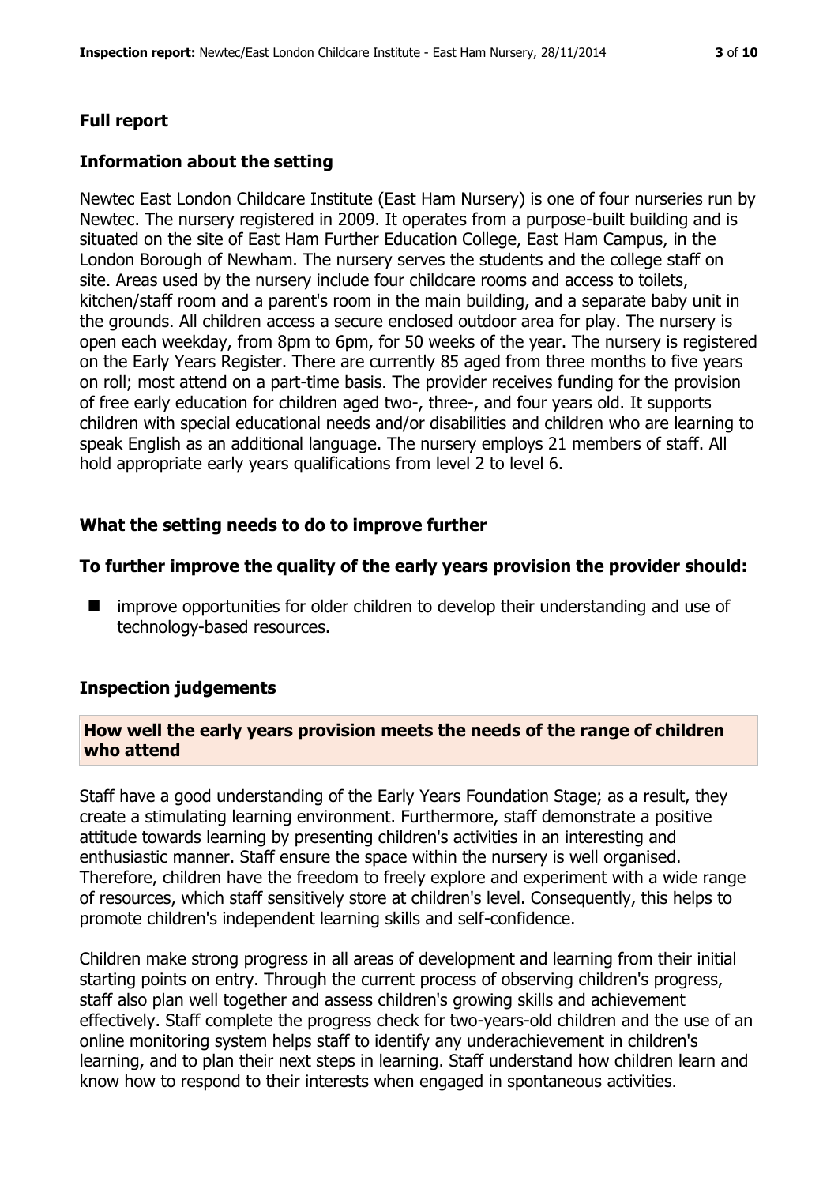## Full report

### Information about the setting

Newtec East London Childcare Institute (East Ham Nursery) is one of four nurseries run by Newtec. The nursery registered in 2009. It operates from a purpose-built building and is situated on the site of East Ham Further Education College, East Ham Campus, in the London Borough of Newham. The nursery serves the students and the college staff on site. Areas used by the nursery include four childcare rooms and access to toilets, kitchen/staff room and a parent's room in the main building, and a separate baby unit in the grounds. All children access a secure enclosed outdoor area for play. The nursery is open each weekday, from 8pm to 6pm, for 50 weeks of the year. The nursery is registered on the Early Years Register. There are currently 85 aged from three months to five years on roll; most attend on a part-time basis. The provider receives funding for the provision of free early education for children aged two-, three-, and four years old. It supports children with special educational needs and/or disabilities and children who are learning to speak English as an additional language. The nursery employs 21 members of staff. All hold appropriate early years qualifications from level 2 to level 6.

### What the setting needs to do to improve further

### To further improve the quality of the early years provision the provider should:

- improve opportunities for older children to develop their understanding and use of technology-based resources.

### Inspection judgements

#### How well the early years provision meets the needs of the range of children who attend

Staff have a good understanding of the Early Years Foundation Stage; as a result, they create a stimulating learning environment. Furthermore, staff demonstrate a positive attitude towards learning by presenting children's activities in an interesting and enthusiastic manner. Staff ensure the space within the nursery is well organised. Therefore, children have the freedom to freely explore and experiment with a wide range of resources, which staff sensitively store at children's level. Consequently, this helps to promote children's independent learning skills and self-confidence.

Children make strong progress in all areas of development and learning from their initial starting points on entry. Through the current process of observing children's progress, staff also plan well together and assess children's growing skills and achievement effectively. Staff complete the progress check for two-years-old children and the use of an online monitoring system helps staff to identify any underachievement in children's learning, and to plan their next steps in learning. Staff understand how children learn and know how to respond to their interests when engaged in spontaneous activities.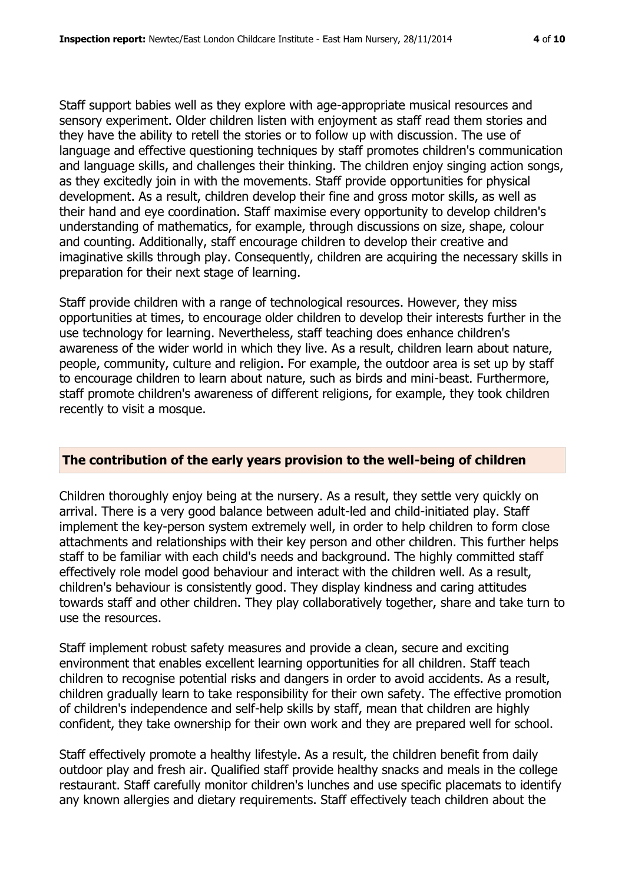Staff support babies well as they explore with age-appropriate musical resources and sensory experiment. Older children listen with enjoyment as staff read them stories and they have the ability to retell the stories or to follow up with discussion. The use of language and effective questioning techniques by staff promotes children's communication and language skills, and challenges their thinking. The children enjoy singing action songs, as they excitedly join in with the movements. Staff provide opportunities for physical development. As a result, children develop their fine and gross motor skills, as well as their hand and eye coordination. Staff maximise every opportunity to develop children's understanding of mathematics, for example, through discussions on size, shape, colour and counting. Additionally, staff encourage children to develop their creative and imaginative skills through play. Consequently, children are acquiring the necessary skills in preparation for their next stage of learning.

Staff provide children with a range of technological resources. However, they miss opportunities at times, to encourage older children to develop their interests further in the use technology for learning. Nevertheless, staff teaching does enhance children's awareness of the wider world in which they live. As a result, children learn about nature, people, community, culture and religion. For example, the outdoor area is set up by staff to encourage children to learn about nature, such as birds and mini-beast. Furthermore, staff promote children's awareness of different religions, for example, they took children recently to visit a mosque.

## The contribution of the early years provision to the well-being of children

Children thoroughly enjoy being at the nursery. As a result, they settle very quickly on arrival. There is a very good balance between adult-led and child-initiated play. Staff implement the key-person system extremely well, in order to help children to form close attachments and relationships with their key person and other children. This further helps staff to be familiar with each child's needs and background. The highly committed staff effectively role model good behaviour and interact with the children well. As a result, children's behaviour is consistently good. They display kindness and caring attitudes towards staff and other children. They play collaboratively together, share and take turn to use the resources.

Staff implement robust safety measures and provide a clean, secure and exciting environment that enables excellent learning opportunities for all children. Staff teach children to recognise potential risks and dangers in order to avoid accidents. As a result, children gradually learn to take responsibility for their own safety. The effective promotion of children's independence and self-help skills by staff, mean that children are highly confident, they take ownership for their own work and they are prepared well for school.

Staff effectively promote a healthy lifestyle. As a result, the children benefit from daily outdoor play and fresh air. Qualified staff provide healthy snacks and meals in the college restaurant. Staff carefully monitor children's lunches and use specific placemats to identify any known allergies and dietary requirements. Staff effectively teach children about the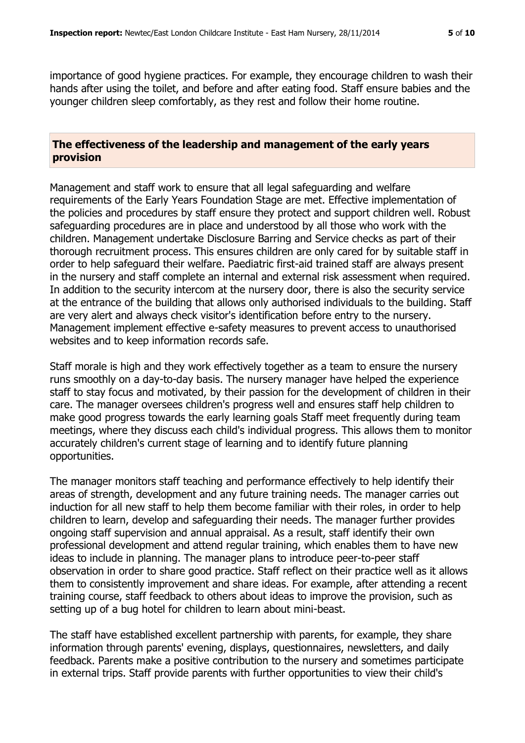importance of good hygiene practices. For example, they encourage children to wash their hands after using the toilet, and before and after eating food. Staff ensure babies and the younger children sleep comfortably, as they rest and follow their home routine.

## The effectiveness of the leadership and management of the early years provision

Management and staff work to ensure that all legal safeguarding and welfare requirements of the Early Years Foundation Stage are met. Effective implementation of the policies and procedures by staff ensure they protect and support children well. Robust safeguarding procedures are in place and understood by all those who work with the children. Management undertake Disclosure Barring and Service checks as part of their thorough recruitment process. This ensures children are only cared for by suitable staff in order to help safeguard their welfare. Paediatric first-aid trained staff are always present in the nursery and staff complete an internal and external risk assessment when required. In addition to the security intercom at the nursery door, there is also the security service at the entrance of the building that allows only authorised individuals to the building. Staff are very alert and always check visitor's identification before entry to the nursery. Management implement effective e-safety measures to prevent access to unauthorised websites and to keep information records safe.

Staff morale is high and they work effectively together as a team to ensure the nursery runs smoothly on a day-to-day basis. The nursery manager have helped the experience staff to stay focus and motivated, by their passion for the development of children in their care. The manager oversees children's progress well and ensures staff help children to make good progress towards the early learning goals Staff meet frequently during team meetings, where they discuss each child's individual progress. This allows them to monitor accurately children's current stage of learning and to identify future planning opportunities.

The manager monitors staff teaching and performance effectively to help identify their areas of strength, development and any future training needs. The manager carries out induction for all new staff to help them become familiar with their roles, in order to help children to learn, develop and safeguarding their needs. The manager further provides ongoing staff supervision and annual appraisal. As a result, staff identify their own professional development and attend regular training, which enables them to have new ideas to include in planning. The manager plans to introduce peer-to-peer staff observation in order to share good practice. Staff reflect on their practice well as it allows them to consistently improvement and share ideas. For example, after attending a recent training course, staff feedback to others about ideas to improve the provision, such as setting up of a bug hotel for children to learn about mini-beast.

The staff have established excellent partnership with parents, for example, they share information through parents' evening, displays, questionnaires, newsletters, and daily feedback. Parents make a positive contribution to the nursery and sometimes participate in external trips. Staff provide parents with further opportunities to view their child's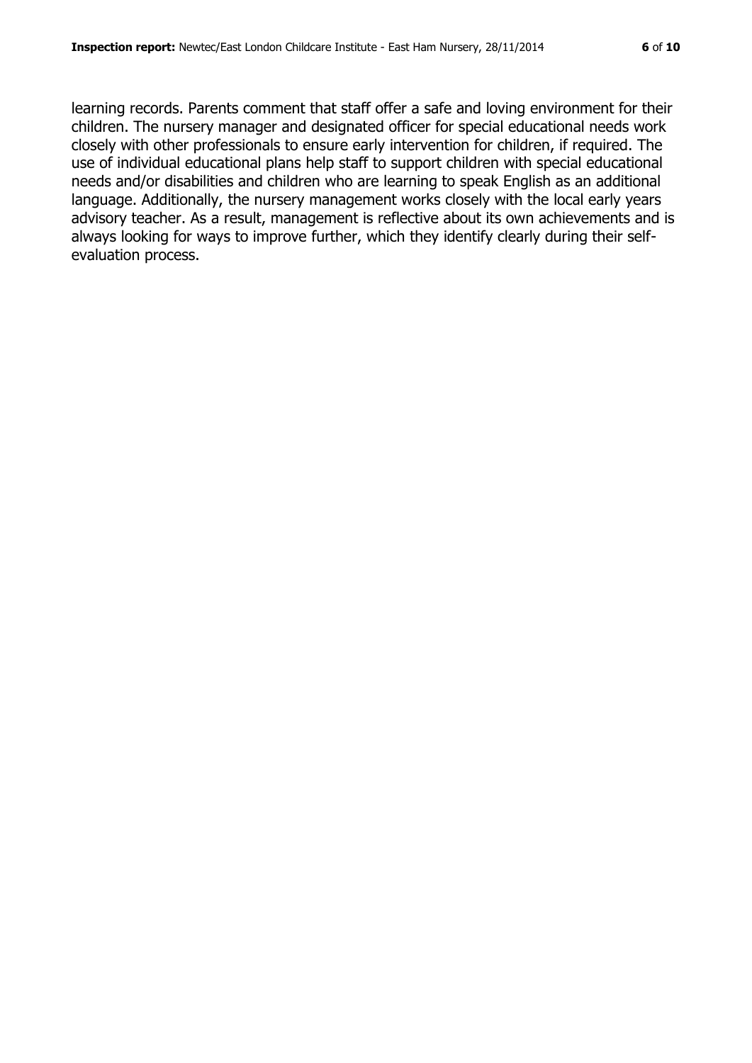learning records. Parents comment that staff offer a safe and loving environment for their children. The nursery manager and designated officer for special educational needs work closely with other professionals to ensure early intervention for children, if required. The use of individual educational plans help staff to support children with special educational needs and/or disabilities and children who are learning to speak English as an additional language. Additionally, the nursery management works closely with the local early years advisory teacher. As a result, management is reflective about its own achievements and is always looking for ways to improve further, which they identify clearly during their self-evaluation process.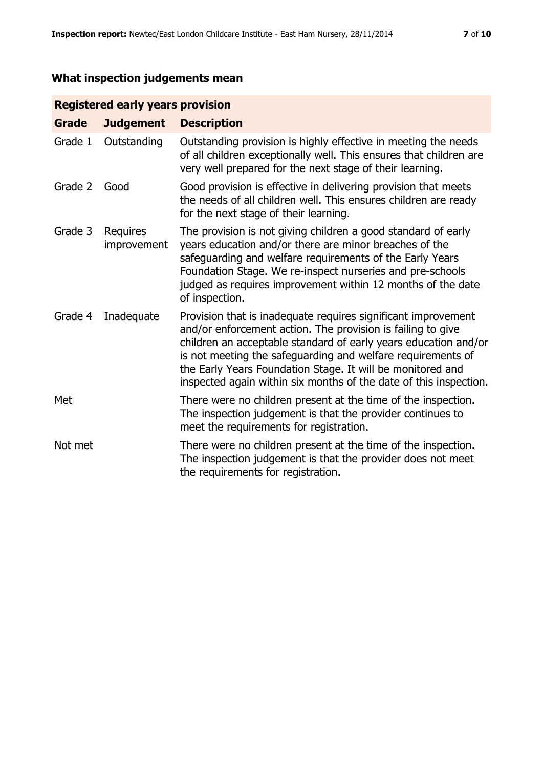## What inspection judgements mean

| Registered early years provision | | |
|---|---|---|
| **Grade** | **Judgement** | **Description** |
| Grade 1 | Outstanding | Outstanding provision is highly effective in meeting the needs of all children exceptionally well. This ensures that children are very well prepared for the next stage of their learning. |
| Grade 2 | Good | Good provision is effective in delivering provision that meets the needs of all children well. This ensures children are ready for the next stage of their learning. |
| Grade 3 | Requires improvement | The provision is not giving children a good standard of early years education and/or there are minor breaches of the safeguarding and welfare requirements of the Early Years Foundation Stage. We re-inspect nurseries and pre-schools judged as requires improvement within 12 months of the date of inspection. |
| Grade 4 | Inadequate | Provision that is inadequate requires significant improvement and/or enforcement action. The provision is failing to give children an acceptable standard of early years education and/or is not meeting the safeguarding and welfare requirements of the Early Years Foundation Stage. It will be monitored and inspected again within six months of the date of this inspection. |
| Met | | There were no children present at the time of the inspection. The inspection judgement is that the provider continues to meet the requirements for registration. |
| Not met | | There were no children present at the time of the inspection. The inspection judgement is that the provider does not meet the requirements for registration. |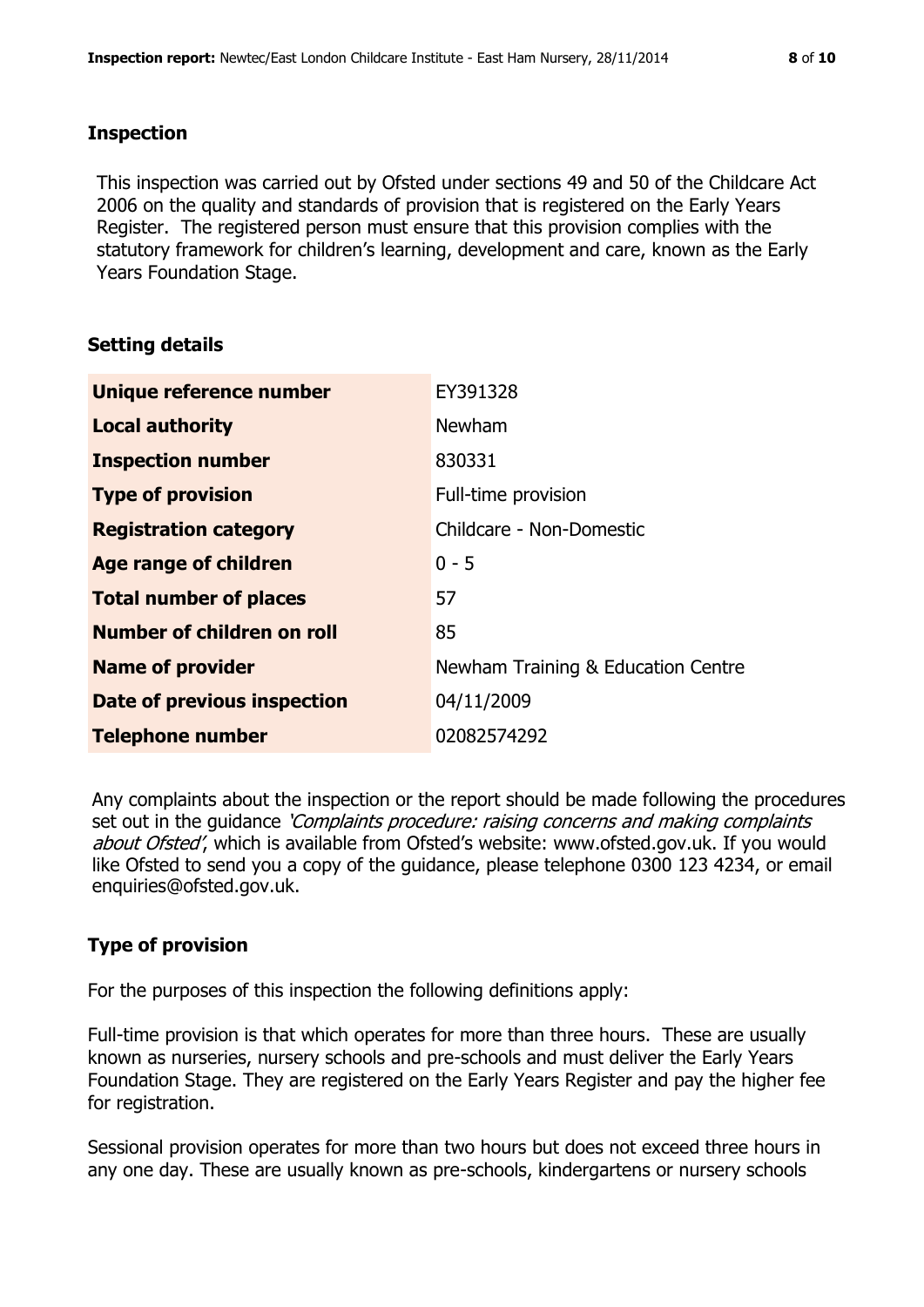## Inspection

This inspection was carried out by Ofsted under sections 49 and 50 of the Childcare Act 2006 on the quality and standards of provision that is registered on the Early Years Register. The registered person must ensure that this provision complies with the statutory framework for children's learning, development and care, known as the Early Years Foundation Stage.

## Setting details

| | |
|---|---|
| **Unique reference number** | EY391328 |
| **Local authority** | Newham |
| **Inspection number** | 830331 |
| **Type of provision** | Full-time provision |
| **Registration category** | Childcare - Non-Domestic |
| **Age range of children** | 0 - 5 |
| **Total number of places** | 57 |
| **Number of children on roll** | 85 |
| **Name of provider** | Newham Training & Education Centre |
| **Date of previous inspection** | 04/11/2009 |
| **Telephone number** | 02082574292 |

Any complaints about the inspection or the report should be made following the procedures set out in the guidance *'Complaints procedure: raising concerns and making complaints about Ofsted'*, which is available from Ofsted's website: www.ofsted.gov.uk. If you would like Ofsted to send you a copy of the guidance, please telephone 0300 123 4234, or email enquiries@ofsted.gov.uk.

## Type of provision

For the purposes of this inspection the following definitions apply:

Full-time provision is that which operates for more than three hours. These are usually known as nurseries, nursery schools and pre-schools and must deliver the Early Years Foundation Stage. They are registered on the Early Years Register and pay the higher fee for registration.

Sessional provision operates for more than two hours but does not exceed three hours in any one day. These are usually known as pre-schools, kindergartens or nursery schools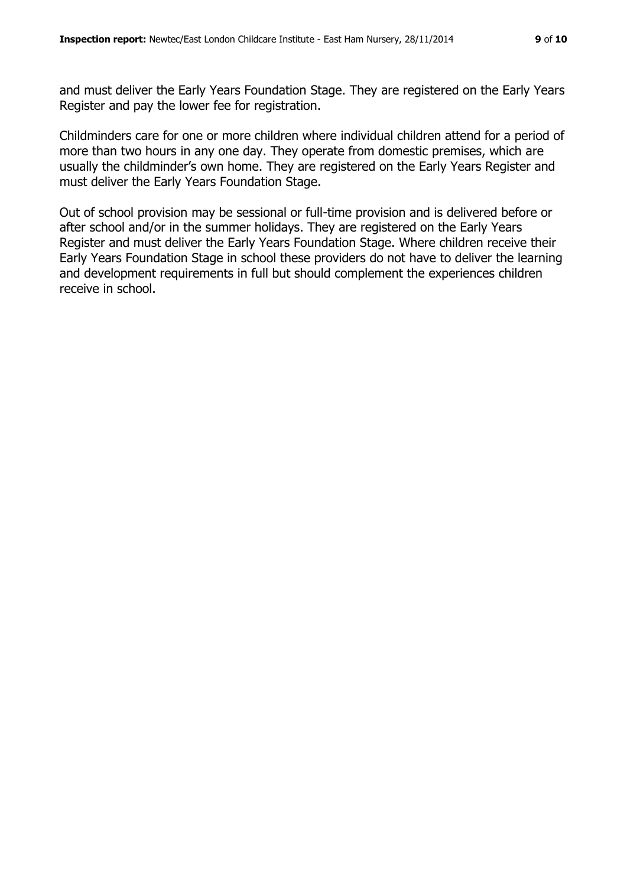and must deliver the Early Years Foundation Stage. They are registered on the Early Years Register and pay the lower fee for registration.

Childminders care for one or more children where individual children attend for a period of more than two hours in any one day. They operate from domestic premises, which are usually the childminder's own home. They are registered on the Early Years Register and must deliver the Early Years Foundation Stage.

Out of school provision may be sessional or full-time provision and is delivered before or after school and/or in the summer holidays. They are registered on the Early Years Register and must deliver the Early Years Foundation Stage. Where children receive their Early Years Foundation Stage in school these providers do not have to deliver the learning and development requirements in full but should complement the experiences children receive in school.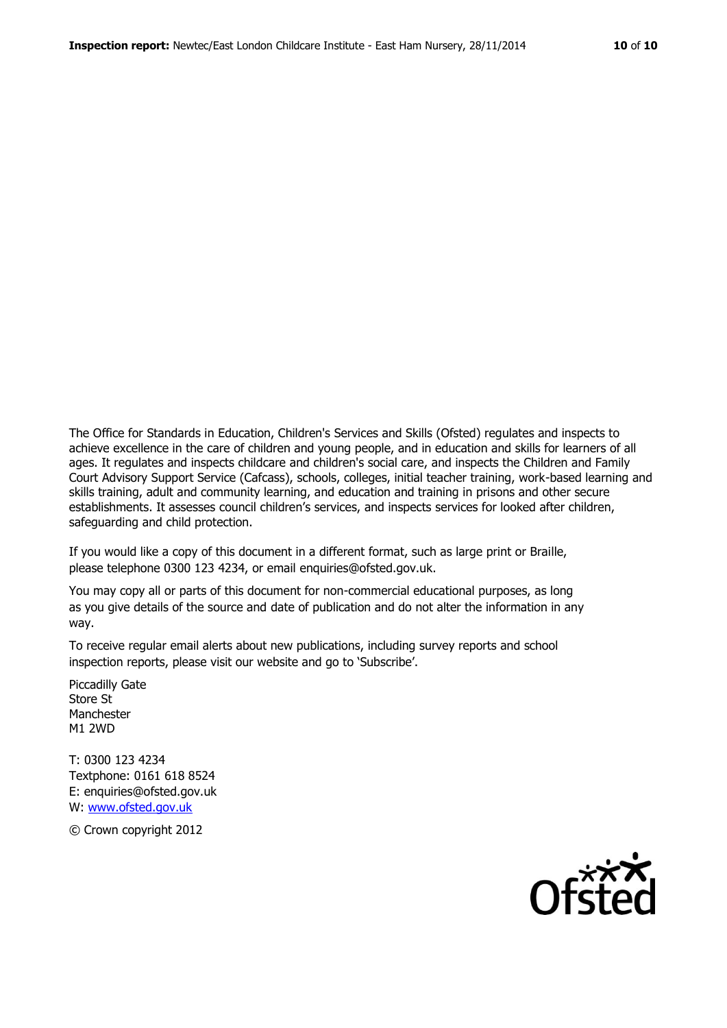The Office for Standards in Education, Children's Services and Skills (Ofsted) regulates and inspects to achieve excellence in the care of children and young people, and in education and skills for learners of all ages. It regulates and inspects childcare and children's social care, and inspects the Children and Family Court Advisory Support Service (Cafcass), schools, colleges, initial teacher training, work-based learning and skills training, adult and community learning, and education and training in prisons and other secure establishments. It assesses council children's services, and inspects services for looked after children, safeguarding and child protection.

If you would like a copy of this document in a different format, such as large print or Braille, please telephone 0300 123 4234, or email enquiries@ofsted.gov.uk.

You may copy all or parts of this document for non-commercial educational purposes, as long as you give details of the source and date of publication and do not alter the information in any way.

To receive regular email alerts about new publications, including survey reports and school inspection reports, please visit our website and go to 'Subscribe'.

Piccadilly Gate
Store St
Manchester
M1 2WD

T: 0300 123 4234
Textphone: 0161 618 8524
E: enquiries@ofsted.gov.uk
W: www.ofsted.gov.uk

© Crown copyright 2012

Ofsted